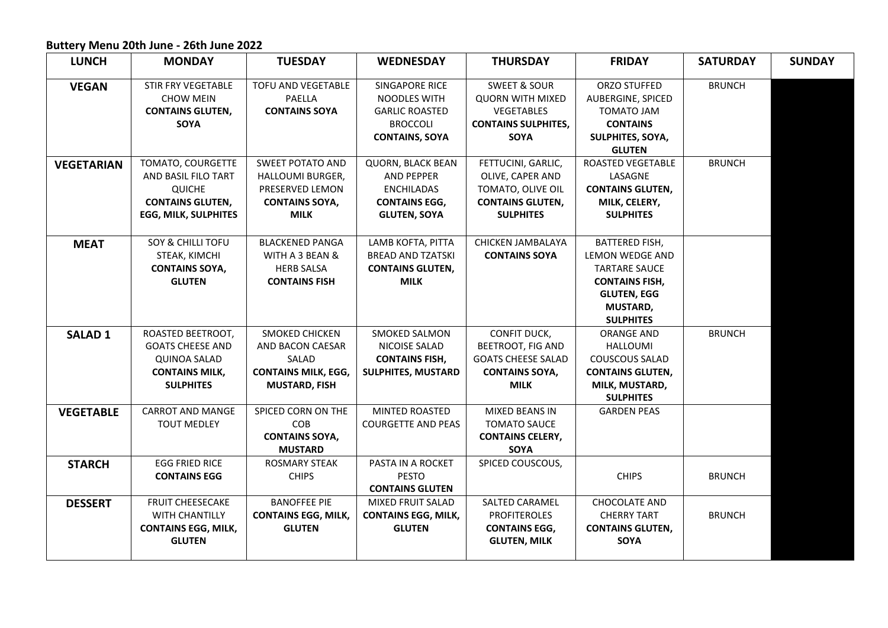**Buttery Menu 20th June - 26th June 2022**

| LUNCH | MONDAY | TUESDAY | WEDNESDAY | THURSDAY | FRIDAY | SATURDAY | SUNDAY |
|---|---|---|---|---|---|---|---|
| **VEGAN** | STIR FRY VEGETABLE CHOW MEIN **CONTAINS GLUTEN, SOYA** | TOFU AND VEGETABLE PAELLA **CONTAINS SOYA** | SINGAPORE RICE NOODLES WITH GARLIC ROASTED BROCCOLI **CONTAINS, SOYA** | SWEET & SOUR QUORN WITH MIXED VEGETABLES **CONTAINS SULPHITES, SOYA** | ORZO STUFFED AUBERGINE, SPICED TOMATO JAM **CONTAINS SULPHITES, SOYA, GLUTEN** | BRUNCH | |
| **VEGETARIAN** | TOMATO, COURGETTE AND BASIL FILO TART QUICHE **CONTAINS GLUTEN, EGG, MILK, SULPHITES** | SWEET POTATO AND HALLOUMI BURGER, PRESERVED LEMON **CONTAINS SOYA, MILK** | QUORN, BLACK BEAN AND PEPPER ENCHILADAS **CONTAINS EGG, GLUTEN, SOYA** | FETTUCINI, GARLIC, OLIVE, CAPER AND TOMATO, OLIVE OIL **CONTAINS GLUTEN, SULPHITES** | ROASTED VEGETABLE LASAGNE **CONTAINS GLUTEN, MILK, CELERY, SULPHITES** | BRUNCH | |
| **MEAT** | SOY & CHILLI TOFU STEAK, KIMCHI **CONTAINS SOYA, GLUTEN** | BLACKENED PANGA WITH A 3 BEAN & HERB SALSA **CONTAINS FISH** | LAMB KOFTA, PITTA BREAD AND TZATSKI **CONTAINS GLUTEN, MILK** | CHICKEN JAMBALAYA **CONTAINS SOYA** | BATTERED FISH, LEMON WEDGE AND TARTARE SAUCE **CONTAINS FISH, GLUTEN, EGG MUSTARD, SULPHITES** | | |
| **SALAD 1** | ROASTED BEETROOT, GOATS CHEESE AND QUINOA SALAD **CONTAINS MILK, SULPHITES** | SMOKED CHICKEN AND BACON CAESAR SALAD **CONTAINS MILK, EGG, MUSTARD, FISH** | SMOKED SALMON NICOISE SALAD **CONTAINS FISH, SULPHITES, MUSTARD** | CONFIT DUCK, BEETROOT, FIG AND GOATS CHEESE SALAD **CONTAINS SOYA, MILK** | ORANGE AND HALLOUMI COUSCOUS SALAD **CONTAINS GLUTEN, MILK, MUSTARD, SULPHITES** | BRUNCH | |
| **VEGETABLE** | CARROT AND MANGE TOUT MEDLEY | SPICED CORN ON THE COB **CONTAINS SOYA, MUSTARD** | MINTED ROASTED COURGETTE AND PEAS | MIXED BEANS IN TOMATO SAUCE **CONTAINS CELERY, SOYA** | GARDEN PEAS | | |
| **STARCH** | EGG FRIED RICE **CONTAINS EGG** | ROSMARY STEAK CHIPS | PASTA IN A ROCKET PESTO **CONTAINS GLUTEN** | SPICED COUSCOUS, | CHIPS | BRUNCH | |
| **DESSERT** | FRUIT CHEESECAKE WITH CHANTILLY **CONTAINS EGG, MILK, GLUTEN** | BANOFFEE PIE **CONTAINS EGG, MILK, GLUTEN** | MIXED FRUIT SALAD **CONTAINS EGG, MILK, GLUTEN** | SALTED CARAMEL PROFITEROLES **CONTAINS EGG, GLUTEN, MILK** | CHOCOLATE AND CHERRY TART **CONTAINS GLUTEN, SOYA** | BRUNCH | |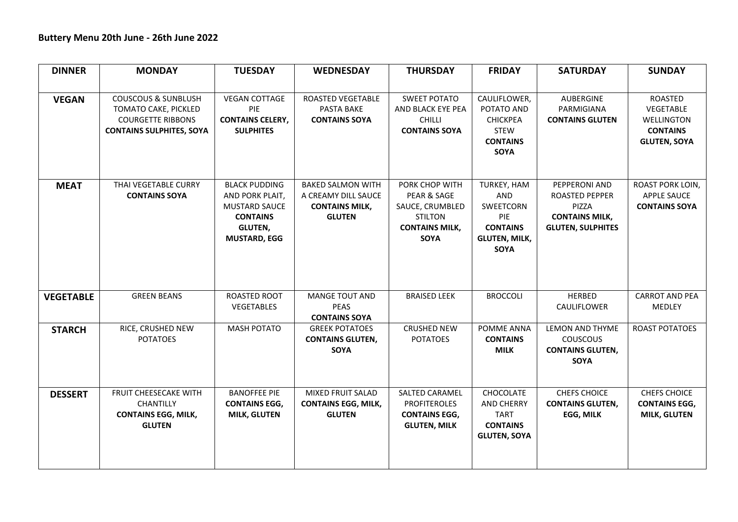**Buttery Menu 20th June - 26th June 2022**

| DINNER | MONDAY | TUESDAY | WEDNESDAY | THURSDAY | FRIDAY | SATURDAY | SUNDAY |
|---|---|---|---|---|---|---|---|
| **VEGAN** | COUSCOUS & SUNBLUSH TOMATO CAKE, PICKLED COURGETTE RIBBONS **CONTAINS SULPHITES, SOYA** | VEGAN COTTAGE PIE **CONTAINS CELERY, SULPHITES** | ROASTED VEGETABLE PASTA BAKE **CONTAINS SOYA** | SWEET POTATO AND BLACK EYE PEA CHILLI **CONTAINS SOYA** | CAULIFLOWER, POTATO AND CHICKPEA STEW **CONTAINS SOYA** | AUBERGINE PARMIGIANA **CONTAINS GLUTEN** | ROASTED VEGETABLE WELLINGTON **CONTAINS GLUTEN, SOYA** |
| **MEAT** | THAI VEGETABLE CURRY **CONTAINS SOYA** | BLACK PUDDING AND PORK PLAIT, MUSTARD SAUCE **CONTAINS GLUTEN, MUSTARD, EGG** | BAKED SALMON WITH A CREAMY DILL SAUCE **CONTAINS MILK, GLUTEN** | PORK CHOP WITH PEAR & SAGE SAUCE, CRUMBLED STILTON **CONTAINS MILK, SOYA** | TURKEY, HAM AND SWEETCORN PIE **CONTAINS GLUTEN, MILK, SOYA** | PEPPERONI AND ROASTED PEPPER PIZZA **CONTAINS MILK, GLUTEN, SULPHITES** | ROAST PORK LOIN, APPLE SAUCE **CONTAINS SOYA** |
| **VEGETABLE** | GREEN BEANS | ROASTED ROOT VEGETABLES | MANGE TOUT AND PEAS **CONTAINS SOYA** | BRAISED LEEK | BROCCOLI | HERBED CAULIFLOWER | CARROT AND PEA MEDLEY |
| **STARCH** | RICE, CRUSHED NEW POTATOES | MASH POTATO | GREEK POTATOES **CONTAINS GLUTEN, SOYA** | CRUSHED NEW POTATOES | POMME ANNA **CONTAINS MILK** | LEMON AND THYME COUSCOUS **CONTAINS GLUTEN, SOYA** | ROAST POTATOES |
| **DESSERT** | FRUIT CHEESECAKE WITH CHANTILLY **CONTAINS EGG, MILK, GLUTEN** | BANOFFEE PIE **CONTAINS EGG, MILK, GLUTEN** | MIXED FRUIT SALAD **CONTAINS EGG, MILK, GLUTEN** | SALTED CARAMEL PROFITEROLES **CONTAINS EGG, GLUTEN, MILK** | CHOCOLATE AND CHERRY TART **CONTAINS GLUTEN, SOYA** | CHEFS CHOICE **CONTAINS GLUTEN, EGG, MILK** | CHEFS CHOICE **CONTAINS EGG, MILK, GLUTEN** |